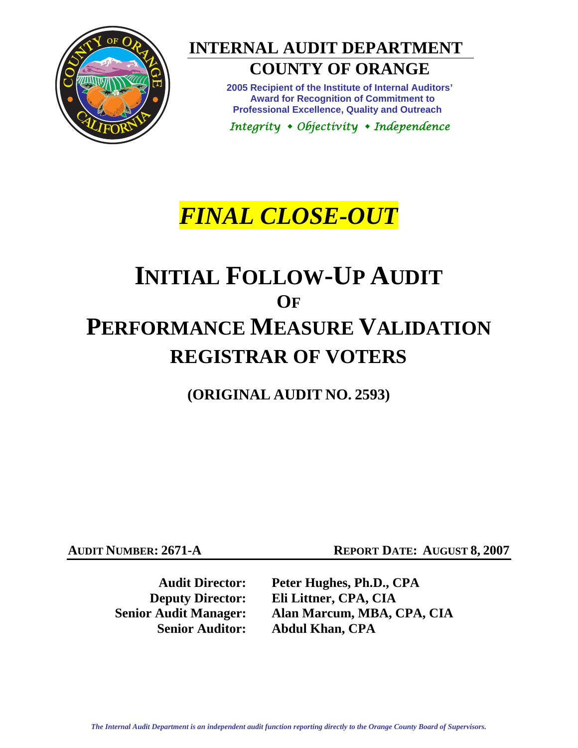# INTERNAL AUDIT DEPARTMENT

## COUNTY OF ORANGE

**2005 Recipient of the Institute of Internal Auditors' Award for Recognition of Commitment to Professional Excellence, Quality and Outreach**

*Integrity • Objectivity • Independence*

***FINAL CLOSE-OUT***

# INITIAL FOLLOW-UP AUDIT OF PERFORMANCE MEASURE VALIDATION REGISTRAR OF VOTERS

## (ORIGINAL AUDIT NO. 2593)

**AUDIT NUMBER: 2671-A** **REPORT DATE: AUGUST 8, 2007**

**Audit Director:** **Peter Hughes, Ph.D., CPA**
**Deputy Director:** **Eli Littner, CPA, CIA**
**Senior Audit Manager:** **Alan Marcum, MBA, CPA, CIA**
**Senior Auditor:** **Abdul Khan, CPA**

*The Internal Audit Department is an independent audit function reporting directly to the Orange County Board of Supervisors.*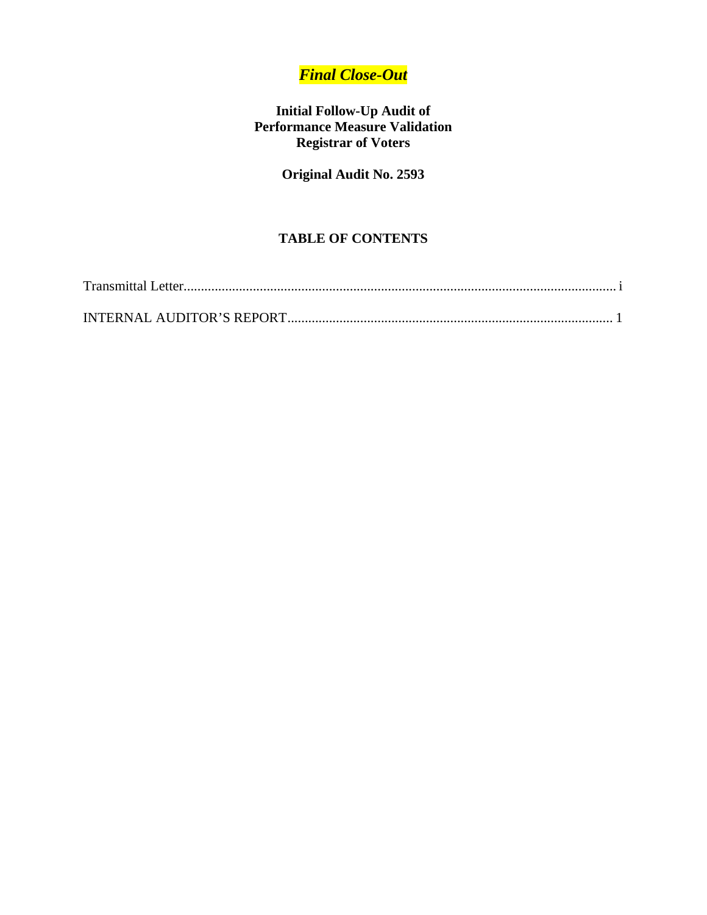***Final Close-Out***

**Initial Follow-Up Audit of**
**Performance Measure Validation**
**Registrar of Voters**

**Original Audit No. 2593**

## TABLE OF CONTENTS

Transmittal Letter ........................................................................................................................ i

INTERNAL AUDITOR'S REPORT ........................................................................................ 1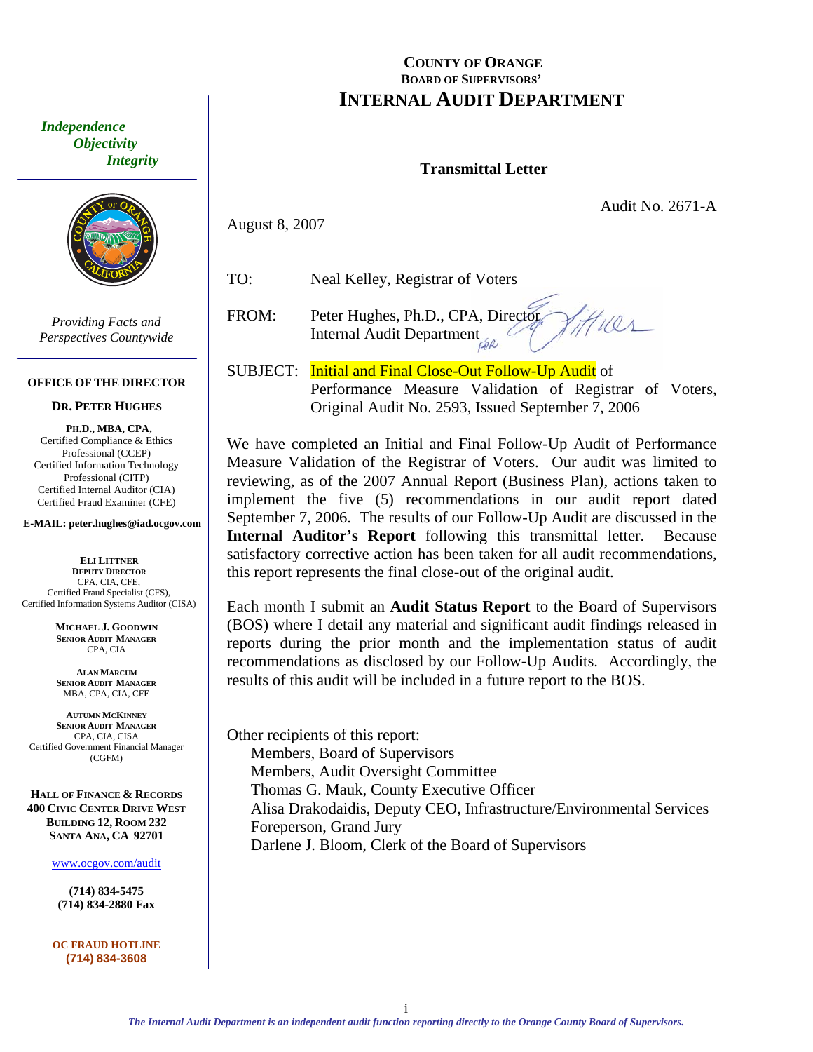# COUNTY OF ORANGE
### BOARD OF SUPERVISORS'
# INTERNAL AUDIT DEPARTMENT

*Independence*
*Objectivity*
*Integrity*

*Providing Facts and Perspectives Countywide*

**OFFICE OF THE DIRECTOR**

**DR. PETER HUGHES**

**PH.D., MBA, CPA,**
Certified Compliance & Ethics Professional (CCEP)
Certified Information Technology Professional (CITP)
Certified Internal Auditor (CIA)
Certified Fraud Examiner (CFE)

**E-MAIL: peter.hughes@iad.ocgov.com**

**ELI LITTNER**
**DEPUTY DIRECTOR**
CPA, CIA, CFE,
Certified Fraud Specialist (CFS),
Certified Information Systems Auditor (CISA)

**MICHAEL J. GOODWIN**
**SENIOR AUDIT MANAGER**
CPA, CIA

**ALAN MARCUM**
**SENIOR AUDIT MANAGER**
MBA, CPA, CIA, CFE

**AUTUMN MCKINNEY**
**SENIOR AUDIT MANAGER**
CPA, CIA, CISA
Certified Government Financial Manager (CGFM)

**HALL OF FINANCE & RECORDS**
**400 CIVIC CENTER DRIVE WEST**
**BUILDING 12, ROOM 232**
**SANTA ANA, CA 92701**

www.ocgov.com/audit

**(714) 834-5475**
**(714) 834-2880 Fax**

**OC FRAUD HOTLINE**
**(714) 834-3608**

## Transmittal Letter

Audit No. 2671-A

August 8, 2007

TO: Neal Kelley, Registrar of Voters

FROM: Peter Hughes, Ph.D., CPA, Director
Internal Audit Department

SUBJECT: Initial and Final Close-Out Follow-Up Audit of Performance Measure Validation of Registrar of Voters, Original Audit No. 2593, Issued September 7, 2006

We have completed an Initial and Final Follow-Up Audit of Performance Measure Validation of the Registrar of Voters. Our audit was limited to reviewing, as of the 2007 Annual Report (Business Plan), actions taken to implement the five (5) recommendations in our audit report dated September 7, 2006. The results of our Follow-Up Audit are discussed in the **Internal Auditor's Report** following this transmittal letter. Because satisfactory corrective action has been taken for all audit recommendations, this report represents the final close-out of the original audit.

Each month I submit an **Audit Status Report** to the Board of Supervisors (BOS) where I detail any material and significant audit findings released in reports during the prior month and the implementation status of audit recommendations as disclosed by our Follow-Up Audits. Accordingly, the results of this audit will be included in a future report to the BOS.

Other recipients of this report:
- Members, Board of Supervisors
- Members, Audit Oversight Committee
- Thomas G. Mauk, County Executive Officer
- Alisa Drakodaidis, Deputy CEO, Infrastructure/Environmental Services
- Foreperson, Grand Jury
- Darlene J. Bloom, Clerk of the Board of Supervisors

*The Internal Audit Department is an independent audit function reporting directly to the Orange County Board of Supervisors.*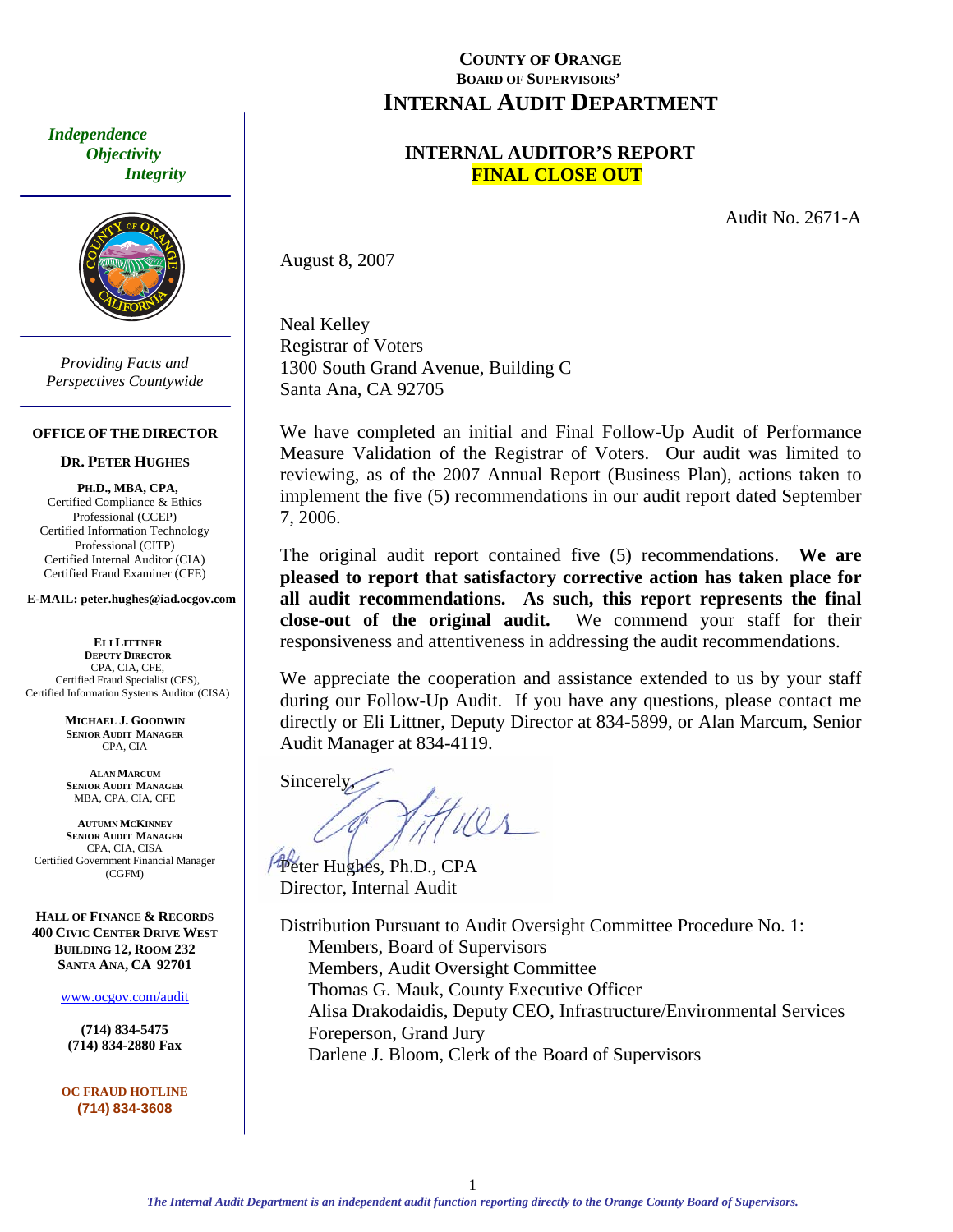# COUNTY OF ORANGE
## BOARD OF SUPERVISORS'
# INTERNAL AUDIT DEPARTMENT

*Independence*
*Objectivity*
*Integrity*

*Providing Facts and Perspectives Countywide*

**OFFICE OF THE DIRECTOR**

**DR. PETER HUGHES**

**PH.D., MBA, CPA,**
Certified Compliance & Ethics Professional (CCEP)
Certified Information Technology Professional (CITP)
Certified Internal Auditor (CIA)
Certified Fraud Examiner (CFE)

**E-MAIL: peter.hughes@iad.ocgov.com**

**ELI LITTNER**
**DEPUTY DIRECTOR**
CPA, CIA, CFE,
Certified Fraud Specialist (CFS),
Certified Information Systems Auditor (CISA)

**MICHAEL J. GOODWIN**
**SENIOR AUDIT MANAGER**
CPA, CIA

**ALAN MARCUM**
**SENIOR AUDIT MANAGER**
MBA, CPA, CIA, CFE

**AUTUMN MCKINNEY**
**SENIOR AUDIT MANAGER**
CPA, CIA, CISA
Certified Government Financial Manager (CGFM)

**HALL OF FINANCE & RECORDS**
**400 CIVIC CENTER DRIVE WEST**
**BUILDING 12, ROOM 232**
**SANTA ANA, CA 92701**

www.ocgov.com/audit

**(714) 834-5475**
**(714) 834-2880 Fax**

**OC FRAUD HOTLINE**
**(714) 834-3608**

## INTERNAL AUDITOR'S REPORT
## FINAL CLOSE OUT

Audit No. 2671-A

August 8, 2007

Neal Kelley
Registrar of Voters
1300 South Grand Avenue, Building C
Santa Ana, CA 92705

We have completed an initial and Final Follow-Up Audit of Performance Measure Validation of the Registrar of Voters. Our audit was limited to reviewing, as of the 2007 Annual Report (Business Plan), actions taken to implement the five (5) recommendations in our audit report dated September 7, 2006.

The original audit report contained five (5) recommendations. **We are pleased to report that satisfactory corrective action has taken place for all audit recommendations. As such, this report represents the final close-out of the original audit.** We commend your staff for their responsiveness and attentiveness in addressing the audit recommendations.

We appreciate the cooperation and assistance extended to us by your staff during our Follow-Up Audit. If you have any questions, please contact me directly or Eli Littner, Deputy Director at 834-5899, or Alan Marcum, Senior Audit Manager at 834-4119.

Sincerely,

For Peter Hughes, Ph.D., CPA
Director, Internal Audit

Distribution Pursuant to Audit Oversight Committee Procedure No. 1:
- Members, Board of Supervisors
- Members, Audit Oversight Committee
- Thomas G. Mauk, County Executive Officer
- Alisa Drakodaidis, Deputy CEO, Infrastructure/Environmental Services
- Foreperson, Grand Jury
- Darlene J. Bloom, Clerk of the Board of Supervisors

*The Internal Audit Department is an independent audit function reporting directly to the Orange County Board of Supervisors.*